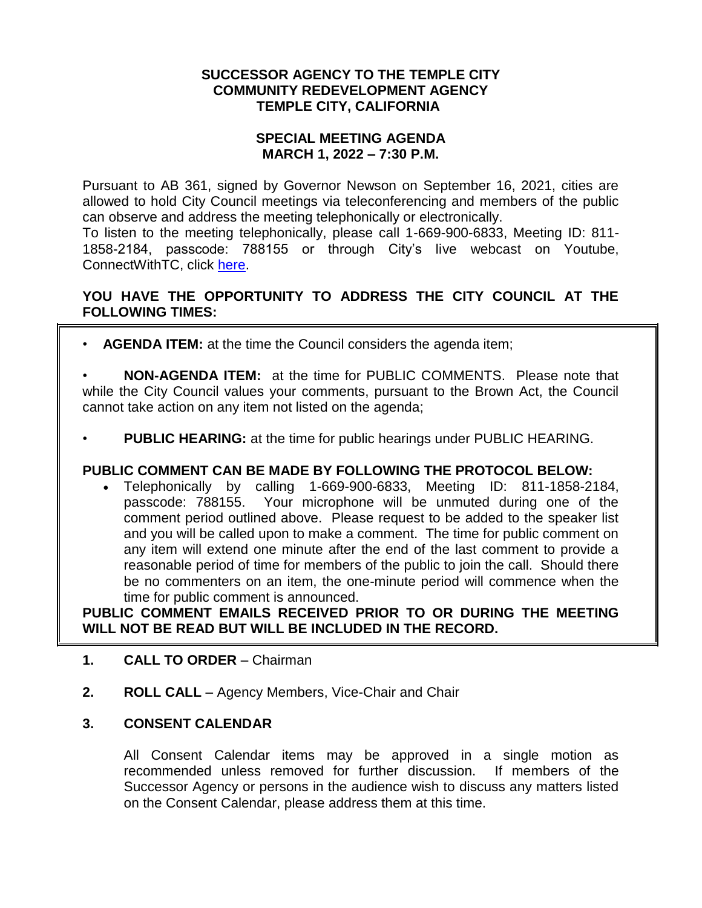# SUCCESSOR AGENCY TO THE TEMPLE CITY COMMUNITY REDEVELOPMENT AGENCY TEMPLE CITY, CALIFORNIA

## SPECIAL MEETING AGENDA MARCH 1, 2022 – 7:30 P.M.

Pursuant to AB 361, signed by Governor Newson on September 16, 2021, cities are allowed to hold City Council meetings via teleconferencing and members of the public can observe and address the meeting telephonically or electronically.

To listen to the meeting telephonically, please call 1-669-900-6833, Meeting ID: 811-1858-2184, passcode: 788155 or through City's live webcast on Youtube, ConnectWithTC, click here.

**YOU HAVE THE OPPORTUNITY TO ADDRESS THE CITY COUNCIL AT THE FOLLOWING TIMES:**

- **AGENDA ITEM:** at the time the Council considers the agenda item;
- **NON-AGENDA ITEM:** at the time for PUBLIC COMMENTS. Please note that while the City Council values your comments, pursuant to the Brown Act, the Council cannot take action on any item not listed on the agenda;
- **PUBLIC HEARING:** at the time for public hearings under PUBLIC HEARING.

**PUBLIC COMMENT CAN BE MADE BY FOLLOWING THE PROTOCOL BELOW:**

- Telephonically by calling 1-669-900-6833, Meeting ID: 811-1858-2184, passcode: 788155. Your microphone will be unmuted during one of the comment period outlined above. Please request to be added to the speaker list and you will be called upon to make a comment. The time for public comment on any item will extend one minute after the end of the last comment to provide a reasonable period of time for members of the public to join the call. Should there be no commenters on an item, the one-minute period will commence when the time for public comment is announced.

**PUBLIC COMMENT EMAILS RECEIVED PRIOR TO OR DURING THE MEETING WILL NOT BE READ BUT WILL BE INCLUDED IN THE RECORD.**

1. **CALL TO ORDER** – Chairman

2. **ROLL CALL** – Agency Members, Vice-Chair and Chair

3. **CONSENT CALENDAR**

   All Consent Calendar items may be approved in a single motion as recommended unless removed for further discussion. If members of the Successor Agency or persons in the audience wish to discuss any matters listed on the Consent Calendar, please address them at this time.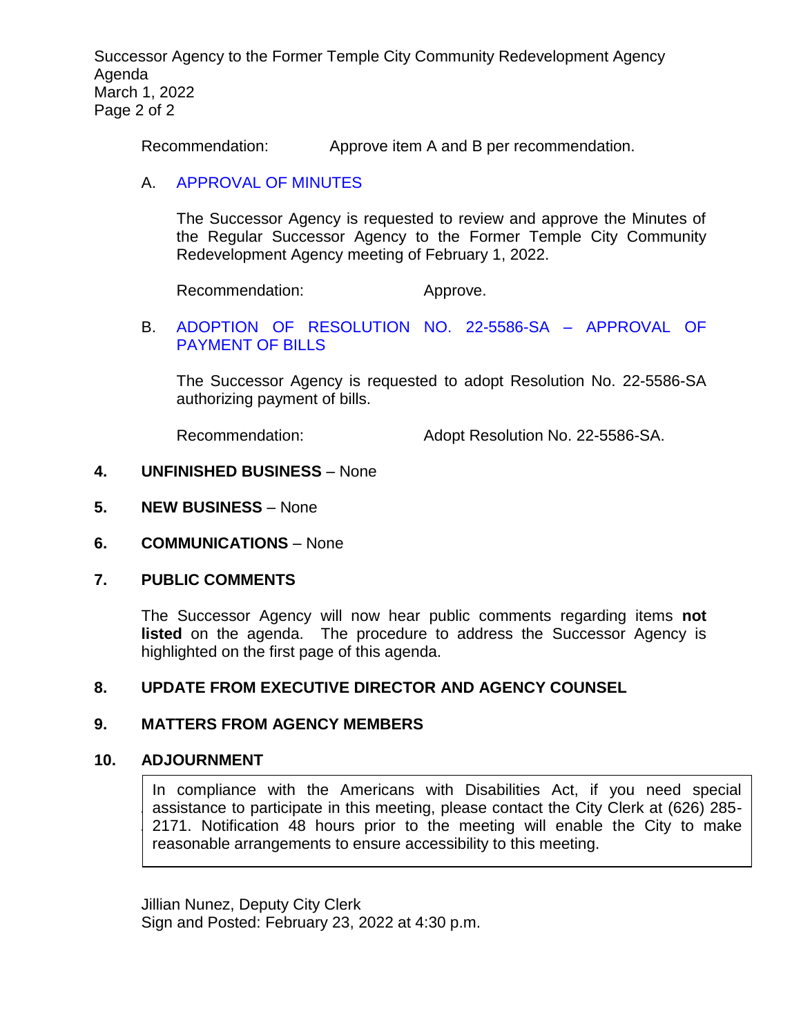Recommendation: Approve item A and B per recommendation.

A. APPROVAL OF MINUTES

The Successor Agency is requested to review and approve the Minutes of the Regular Successor Agency to the Former Temple City Community Redevelopment Agency meeting of February 1, 2022.

Recommendation: Approve.

B. ADOPTION OF RESOLUTION NO. 22-5586-SA – APPROVAL OF PAYMENT OF BILLS

The Successor Agency is requested to adopt Resolution No. 22-5586-SA authorizing payment of bills.

Recommendation: Adopt Resolution No. 22-5586-SA.

**4. UNFINISHED BUSINESS** – None

**5. NEW BUSINESS** – None

**6. COMMUNICATIONS** – None

**7. PUBLIC COMMENTS**

The Successor Agency will now hear public comments regarding items **not listed** on the agenda. The procedure to address the Successor Agency is highlighted on the first page of this agenda.

**8. UPDATE FROM EXECUTIVE DIRECTOR AND AGENCY COUNSEL**

**9. MATTERS FROM AGENCY MEMBERS**

**10. ADJOURNMENT**

In compliance with the Americans with Disabilities Act, if you need special assistance to participate in this meeting, please contact the City Clerk at (626) 285-2171. Notification 48 hours prior to the meeting will enable the City to make reasonable arrangements to ensure accessibility to this meeting.

Jillian Nunez, Deputy City Clerk
Sign and Posted: February 23, 2022 at 4:30 p.m.